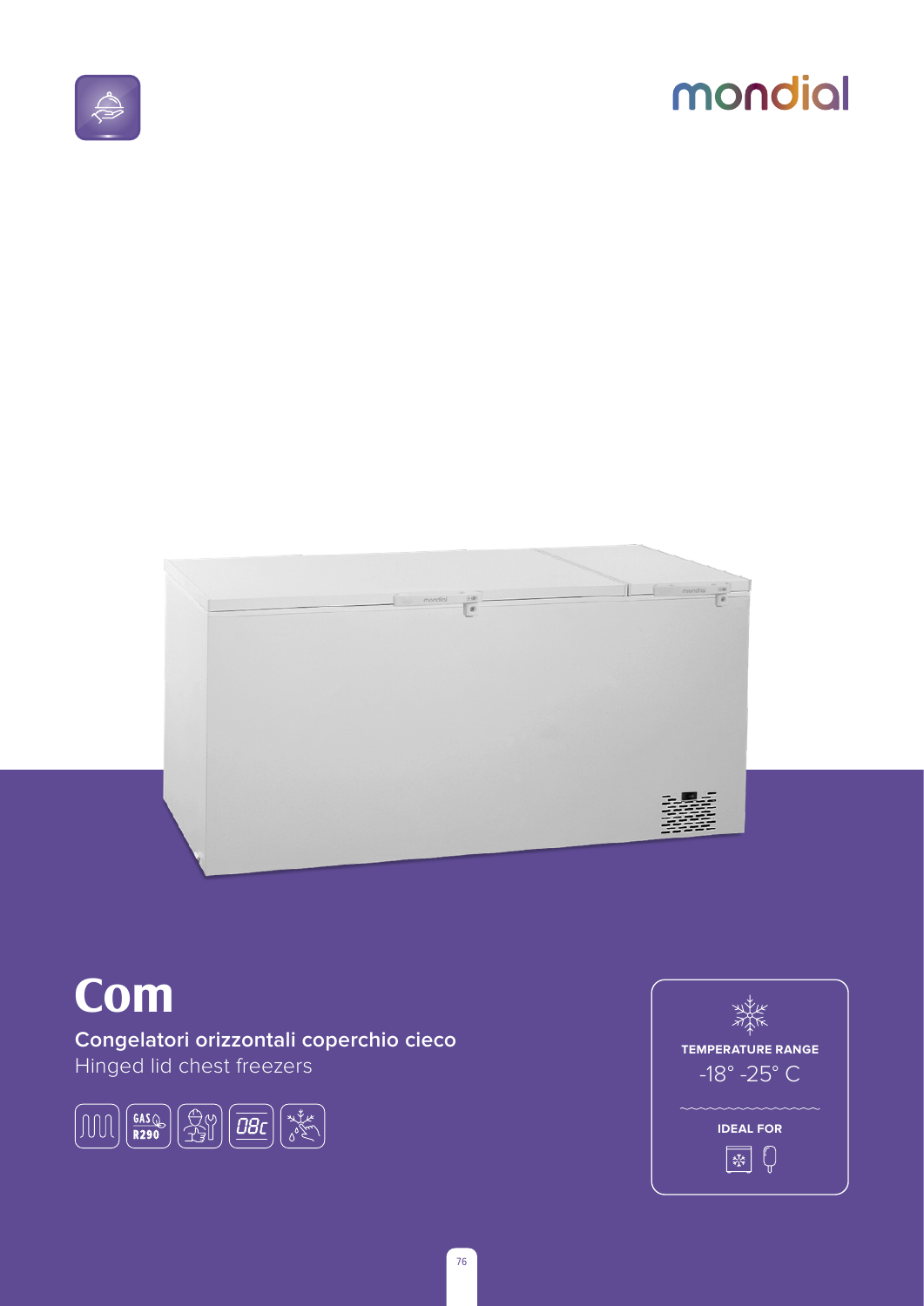# Com

**Congelatori orizzontali coperchio cieco**

Hinged lid chest freezers

GAS R290

**TEMPERATURE RANGE**

-18° -25° C

**IDEAL FOR**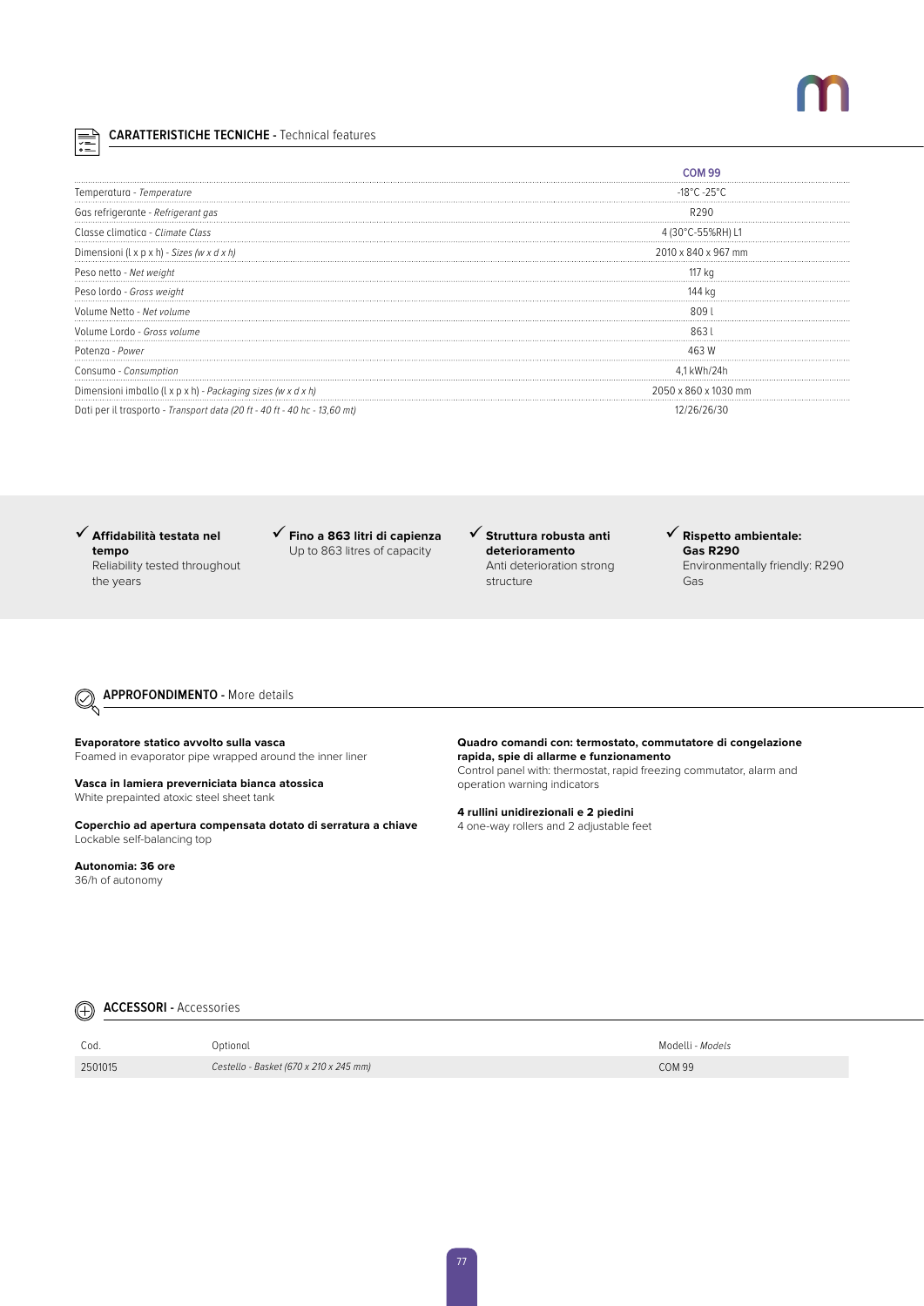## CARATTERISTICHE TECNICHE - Technical features

| | COM 99 |
|---|---|
| Temperatura - *Temperature* | -18°C -25°C |
| Gas refrigerante - *Refrigerant gas* | R290 |
| Classe climatica - *Climate Class* | 4 (30°C-55%RH) L1 |
| Dimensioni (l x p x h) - *Sizes (w x d x h)* | 2010 x 840 x 967 mm |
| Peso netto - *Net weight* | 117 kg |
| Peso lordo - *Gross weight* | 144 kg |
| Volume Netto - *Net volume* | 809 l |
| Volume Lordo - *Gross volume* | 863 l |
| Potenza - *Power* | 463 W |
| Consumo - *Consumption* | 4,1 kWh/24h |
| Dimensioni imballo (l x p x h) - *Packaging sizes (w x d x h)* | 2050 x 860 x 1030 mm |
| Dati per il trasporto - *Transport data (20 ft - 40 ft - 40 hc - 13,60 mt)* | 12/26/26/30 |

✓ **Affidabilità testata nel tempo**
Reliability tested throughout the years

✓ **Fino a 863 litri di capienza**
Up to 863 litres of capacity

✓ **Struttura robusta anti deterioramento**
Anti deterioration strong structure

✓ **Rispetto ambientale: Gas R290**
Environmentally friendly: R290 Gas

## APPROFONDIMENTO - More details

**Evaporatore statico avvolto sulla vasca**
Foamed in evaporator pipe wrapped around the inner liner

**Vasca in lamiera preverniciata bianca atossica**
White prepainted atoxic steel sheet tank

**Coperchio ad apertura compensata dotato di serratura a chiave**
Lockable self-balancing top

**Autonomia: 36 ore**
36/h of autonomy

**Quadro comandi con: termostato, commutatore di congelazione rapida, spie di allarme e funzionamento**
Control panel with: thermostat, rapid freezing commutator, alarm and operation warning indicators

**4 rullini unidirezionali e 2 piedini**
4 one-way rollers and 2 adjustable feet

## ACCESSORI - Accessories

| Cod. | Optional | Modelli - *Models* |
|---|---|---|
| 2501015 | *Cestello - Basket (670 x 210 x 245 mm)* | COM 99 |